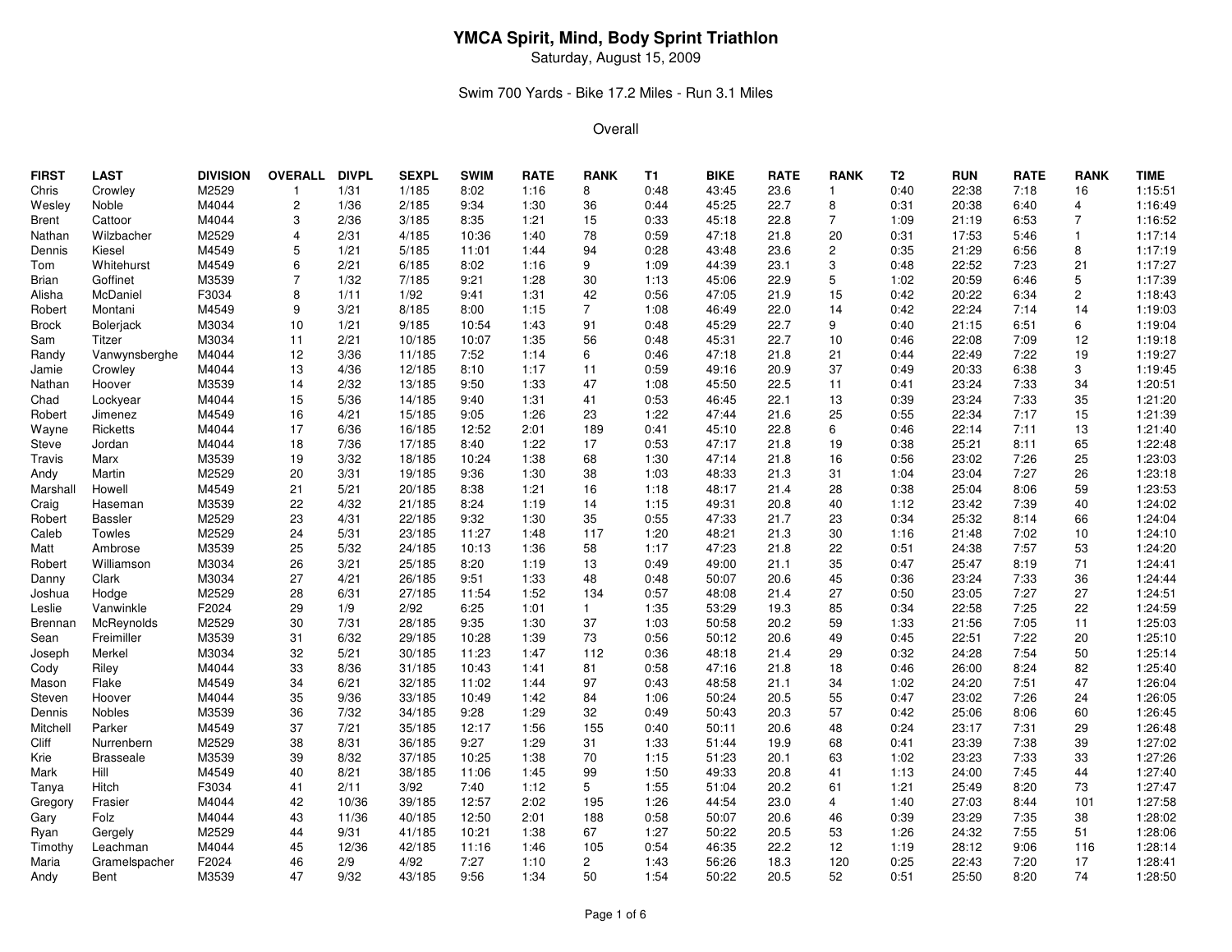# YMCA Spirit, Mind, Body Sprint Triathlon

Saturday, August 15, 2009

Swim 700 Yards - Bike 17.2 Miles - Run 3.1 Miles

Overall

| FIRST | LAST | DIVISION | OVERALL | DIVPL | SEXPL | SWIM | RATE | RANK | T1 | BIKE | RATE | RANK | T2 | RUN | RATE | RANK | TIME |
|---|---|---|---|---|---|---|---|---|---|---|---|---|---|---|---|---|---|
| Chris | Crowley | M2529 | 1 | 1/31 | 1/185 | 8:02 | 1:16 | 8 | 0:48 | 43:45 | 23.6 | 1 | 0:40 | 22:38 | 7:18 | 16 | 1:15:51 |
| Wesley | Noble | M4044 | 2 | 1/36 | 2/185 | 9:34 | 1:30 | 36 | 0:44 | 45:25 | 22.7 | 8 | 0:31 | 20:38 | 6:40 | 4 | 1:16:49 |
| Brent | Cattoor | M4044 | 3 | 2/36 | 3/185 | 8:35 | 1:21 | 15 | 0:33 | 45:18 | 22.8 | 7 | 1:09 | 21:19 | 6:53 | 7 | 1:16:52 |
| Nathan | Wilzbacher | M2529 | 4 | 2/31 | 4/185 | 10:36 | 1:40 | 78 | 0:59 | 47:18 | 21.8 | 20 | 0:31 | 17:53 | 5:46 | 1 | 1:17:14 |
| Dennis | Kiesel | M4549 | 5 | 1/21 | 5/185 | 11:01 | 1:44 | 94 | 0:28 | 43:48 | 23.6 | 2 | 0:35 | 21:29 | 6:56 | 8 | 1:17:19 |
| Tom | Whitehurst | M4549 | 6 | 2/21 | 6/185 | 8:02 | 1:16 | 9 | 1:09 | 44:39 | 23.1 | 3 | 0:48 | 22:52 | 7:23 | 21 | 1:17:27 |
| Brian | Goffinet | M3539 | 7 | 1/32 | 7/185 | 9:21 | 1:28 | 30 | 1:13 | 45:06 | 22.9 | 5 | 1:02 | 20:59 | 6:46 | 5 | 1:17:39 |
| Alisha | McDaniel | F3034 | 8 | 1/11 | 1/92 | 9:41 | 1:31 | 42 | 0:56 | 47:05 | 21.9 | 15 | 0:42 | 20:22 | 6:34 | 2 | 1:18:43 |
| Robert | Montani | M4549 | 9 | 3/21 | 8/185 | 8:00 | 1:15 | 7 | 1:08 | 46:49 | 22.0 | 14 | 0:42 | 22:24 | 7:14 | 14 | 1:19:03 |
| Brock | Bolerjack | M3034 | 10 | 1/21 | 9/185 | 10:54 | 1:43 | 91 | 0:48 | 45:29 | 22.7 | 9 | 0:40 | 21:15 | 6:51 | 6 | 1:19:04 |
| Sam | Titzer | M3034 | 11 | 2/21 | 10/185 | 10:07 | 1:35 | 56 | 0:48 | 45:31 | 22.7 | 10 | 0:46 | 22:08 | 7:09 | 12 | 1:19:18 |
| Randy | Vanwynsberghe | M4044 | 12 | 3/36 | 11/185 | 7:52 | 1:14 | 6 | 0:46 | 47:18 | 21.8 | 21 | 0:44 | 22:49 | 7:22 | 19 | 1:19:27 |
| Jamie | Crowley | M4044 | 13 | 4/36 | 12/185 | 8:10 | 1:17 | 11 | 0:59 | 49:16 | 20.9 | 37 | 0:49 | 20:33 | 6:38 | 3 | 1:19:45 |
| Nathan | Hoover | M3539 | 14 | 2/32 | 13/185 | 9:50 | 1:33 | 47 | 1:08 | 45:50 | 22.5 | 11 | 0:41 | 23:24 | 7:33 | 34 | 1:20:51 |
| Chad | Lockyear | M4044 | 15 | 5/36 | 14/185 | 9:40 | 1:31 | 41 | 0:53 | 46:45 | 22.1 | 13 | 0:39 | 23:24 | 7:33 | 35 | 1:21:20 |
| Robert | Jimenez | M4549 | 16 | 4/21 | 15/185 | 9:05 | 1:26 | 23 | 1:22 | 47:44 | 21.6 | 25 | 0:55 | 22:34 | 7:17 | 15 | 1:21:39 |
| Wayne | Ricketts | M4044 | 17 | 6/36 | 16/185 | 12:52 | 2:01 | 189 | 0:41 | 45:10 | 22.8 | 6 | 0:46 | 22:14 | 7:11 | 13 | 1:21:40 |
| Steve | Jordan | M4044 | 18 | 7/36 | 17/185 | 8:40 | 1:22 | 17 | 0:53 | 47:17 | 21.8 | 19 | 0:38 | 25:21 | 8:11 | 65 | 1:22:48 |
| Travis | Marx | M3539 | 19 | 3/32 | 18/185 | 10:24 | 1:38 | 68 | 1:30 | 47:14 | 21.8 | 16 | 0:56 | 23:02 | 7:26 | 25 | 1:23:03 |
| Andy | Martin | M2529 | 20 | 3/31 | 19/185 | 9:36 | 1:30 | 38 | 1:03 | 48:33 | 21.3 | 31 | 1:04 | 23:04 | 7:27 | 26 | 1:23:18 |
| Marshall | Howell | M4549 | 21 | 5/21 | 20/185 | 8:38 | 1:21 | 16 | 1:18 | 48:17 | 21.4 | 28 | 0:38 | 25:04 | 8:06 | 59 | 1:23:53 |
| Craig | Haseman | M3539 | 22 | 4/32 | 21/185 | 8:24 | 1:19 | 14 | 1:15 | 49:31 | 20.8 | 40 | 1:12 | 23:42 | 7:39 | 40 | 1:24:02 |
| Robert | Bassler | M2529 | 23 | 4/31 | 22/185 | 9:32 | 1:30 | 35 | 0:55 | 47:33 | 21.7 | 23 | 0:34 | 25:32 | 8:14 | 66 | 1:24:04 |
| Caleb | Towles | M2529 | 24 | 5/31 | 23/185 | 11:27 | 1:48 | 117 | 1:20 | 48:21 | 21.3 | 30 | 1:16 | 21:48 | 7:02 | 10 | 1:24:10 |
| Matt | Ambrose | M3539 | 25 | 5/32 | 24/185 | 10:13 | 1:36 | 58 | 1:17 | 47:23 | 21.8 | 22 | 0:51 | 24:38 | 7:57 | 53 | 1:24:20 |
| Robert | Williamson | M3034 | 26 | 3/21 | 25/185 | 8:20 | 1:19 | 13 | 0:49 | 49:00 | 21.1 | 35 | 0:47 | 25:47 | 8:19 | 71 | 1:24:41 |
| Danny | Clark | M3034 | 27 | 4/21 | 26/185 | 9:51 | 1:33 | 48 | 0:48 | 50:07 | 20.6 | 45 | 0:36 | 23:24 | 7:33 | 36 | 1:24:44 |
| Joshua | Hodge | M2529 | 28 | 6/31 | 27/185 | 11:54 | 1:52 | 134 | 0:57 | 48:08 | 21.4 | 27 | 0:50 | 23:05 | 7:27 | 27 | 1:24:51 |
| Leslie | Vanwinkle | F2024 | 29 | 1/9 | 2/92 | 6:25 | 1:01 | 1 | 1:35 | 53:29 | 19.3 | 85 | 0:34 | 22:58 | 7:25 | 22 | 1:24:59 |
| Brennan | McReynolds | M2529 | 30 | 7/31 | 28/185 | 9:35 | 1:30 | 37 | 1:03 | 50:58 | 20.2 | 59 | 1:33 | 21:56 | 7:05 | 11 | 1:25:03 |
| Sean | Freimiller | M3539 | 31 | 6/32 | 29/185 | 10:28 | 1:39 | 73 | 0:56 | 50:12 | 20.6 | 49 | 0:45 | 22:51 | 7:22 | 20 | 1:25:10 |
| Joseph | Merkel | M3034 | 32 | 5/21 | 30/185 | 11:23 | 1:47 | 112 | 0:36 | 48:18 | 21.4 | 29 | 0:32 | 24:28 | 7:54 | 50 | 1:25:14 |
| Cody | Riley | M4044 | 33 | 8/36 | 31/185 | 10:43 | 1:41 | 81 | 0:58 | 47:16 | 21.8 | 18 | 0:46 | 26:00 | 8:24 | 82 | 1:25:40 |
| Mason | Flake | M4549 | 34 | 6/21 | 32/185 | 11:02 | 1:44 | 97 | 0:43 | 48:58 | 21.1 | 34 | 1:02 | 24:20 | 7:51 | 47 | 1:26:04 |
| Steven | Hoover | M4044 | 35 | 9/36 | 33/185 | 10:49 | 1:42 | 84 | 1:06 | 50:24 | 20.5 | 55 | 0:47 | 23:02 | 7:26 | 24 | 1:26:05 |
| Dennis | Nobles | M3539 | 36 | 7/32 | 34/185 | 9:28 | 1:29 | 32 | 0:49 | 50:43 | 20.3 | 57 | 0:42 | 25:06 | 8:06 | 60 | 1:26:45 |
| Mitchell | Parker | M4549 | 37 | 7/21 | 35/185 | 12:17 | 1:56 | 155 | 0:40 | 50:11 | 20.6 | 48 | 0:24 | 23:17 | 7:31 | 29 | 1:26:48 |
| Cliff | Nurrenbern | M2529 | 38 | 8/31 | 36/185 | 9:27 | 1:29 | 31 | 1:33 | 51:44 | 19.9 | 68 | 0:41 | 23:39 | 7:38 | 39 | 1:27:02 |
| Krie | Brasseale | M3539 | 39 | 8/32 | 37/185 | 10:25 | 1:38 | 70 | 1:15 | 51:23 | 20.1 | 63 | 1:02 | 23:23 | 7:33 | 33 | 1:27:26 |
| Mark | Hill | M4549 | 40 | 8/21 | 38/185 | 11:06 | 1:45 | 99 | 1:50 | 49:33 | 20.8 | 41 | 1:13 | 24:00 | 7:45 | 44 | 1:27:40 |
| Tanya | Hitch | F3034 | 41 | 2/11 | 3/92 | 7:40 | 1:12 | 5 | 1:55 | 51:04 | 20.2 | 61 | 1:21 | 25:49 | 8:20 | 73 | 1:27:47 |
| Gregory | Frasier | M4044 | 42 | 10/36 | 39/185 | 12:57 | 2:02 | 195 | 1:26 | 44:54 | 23.0 | 4 | 1:40 | 27:03 | 8:44 | 101 | 1:27:58 |
| Gary | Folz | M4044 | 43 | 11/36 | 40/185 | 12:50 | 2:01 | 188 | 0:58 | 50:07 | 20.6 | 46 | 0:39 | 23:29 | 7:35 | 38 | 1:28:02 |
| Ryan | Gergely | M2529 | 44 | 9/31 | 41/185 | 10:21 | 1:38 | 67 | 1:27 | 50:22 | 20.5 | 53 | 1:26 | 24:32 | 7:55 | 51 | 1:28:06 |
| Timothy | Leachman | M4044 | 45 | 12/36 | 42/185 | 11:16 | 1:46 | 105 | 0:54 | 46:35 | 22.2 | 12 | 1:19 | 28:12 | 9:06 | 116 | 1:28:14 |
| Maria | Gramelspacher | F2024 | 46 | 2/9 | 4/92 | 7:27 | 1:10 | 2 | 1:43 | 56:26 | 18.3 | 120 | 0:25 | 22:43 | 7:20 | 17 | 1:28:41 |
| Andy | Bent | M3539 | 47 | 9/32 | 43/185 | 9:56 | 1:34 | 50 | 1:54 | 50:22 | 20.5 | 52 | 0:51 | 25:50 | 8:20 | 74 | 1:28:50 |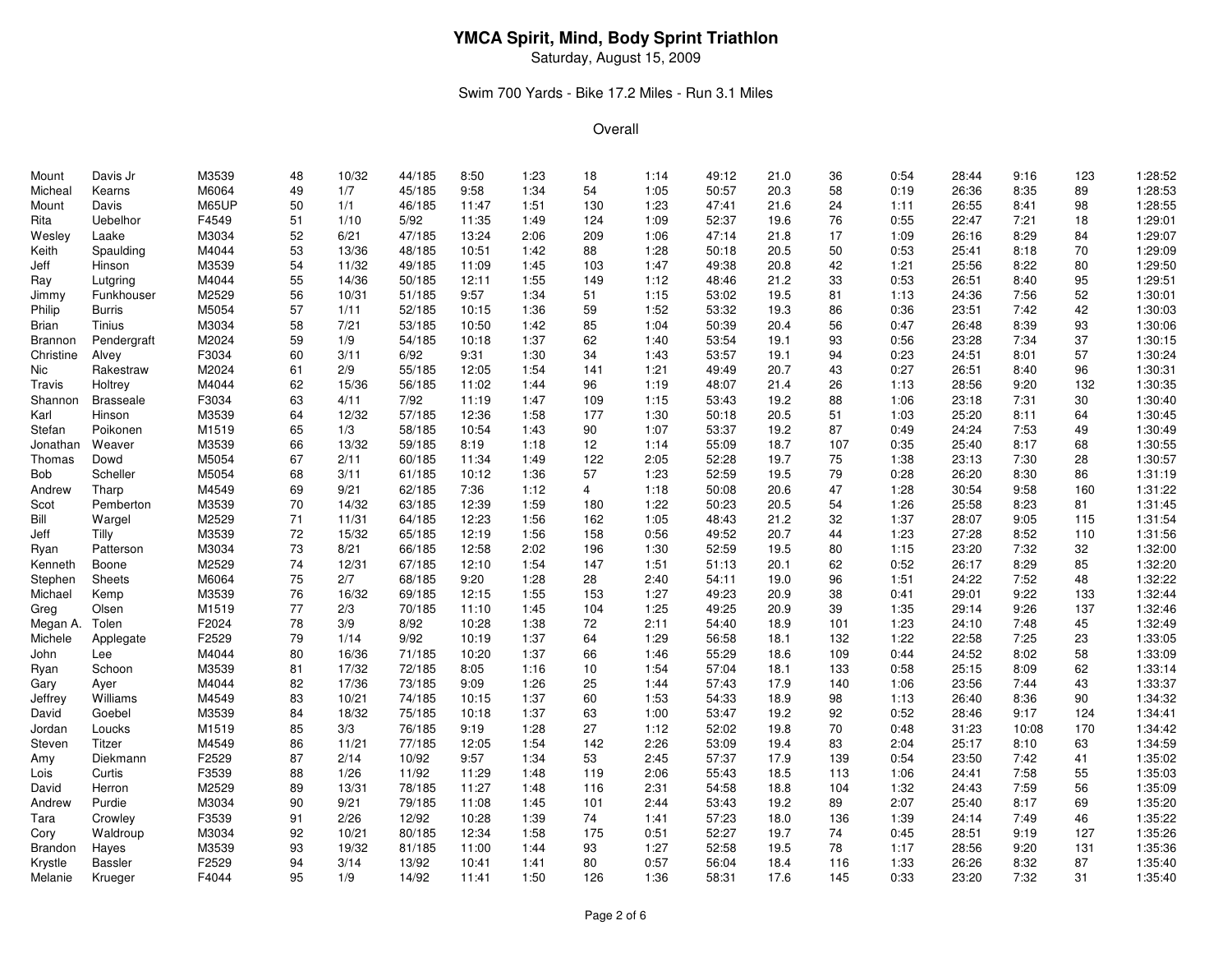# YMCA Spirit, Mind, Body Sprint Triathlon

Saturday, August 15, 2009

Swim 700 Yards - Bike 17.2 Miles - Run 3.1 Miles

Overall

| | | | | | | | | | | | | | | | | | | |
|---|---|---|---|---|---|---|---|---|---|---|---|---|---|---|---|---|---|---|
| Mount | Davis Jr | M3539 | 48 | 10/32 | 44/185 | 8:50 | 1:23 | 18 | 1:14 | 49:12 | 21.0 | 36 | 0:54 | 28:44 | 9:16 | 123 | 1:28:52 |
| Micheal | Kearns | M6064 | 49 | 1/7 | 45/185 | 9:58 | 1:34 | 54 | 1:05 | 50:57 | 20.3 | 58 | 0:19 | 26:36 | 8:35 | 89 | 1:28:53 |
| Mount | Davis | M65UP | 50 | 1/1 | 46/185 | 11:47 | 1:51 | 130 | 1:23 | 47:41 | 21.6 | 24 | 1:11 | 26:55 | 8:41 | 98 | 1:28:55 |
| Rita | Uebelhor | F4549 | 51 | 1/10 | 5/92 | 11:35 | 1:49 | 124 | 1:09 | 52:37 | 19.6 | 76 | 0:55 | 22:47 | 7:21 | 18 | 1:29:01 |
| Wesley | Laake | M3034 | 52 | 6/21 | 47/185 | 13:24 | 2:06 | 209 | 1:06 | 47:14 | 21.8 | 17 | 1:09 | 26:16 | 8:29 | 84 | 1:29:07 |
| Keith | Spaulding | M4044 | 53 | 13/36 | 48/185 | 10:51 | 1:42 | 88 | 1:28 | 50:18 | 20.5 | 50 | 0:53 | 25:41 | 8:18 | 70 | 1:29:09 |
| Jeff | Hinson | M3539 | 54 | 11/32 | 49/185 | 11:09 | 1:45 | 103 | 1:47 | 49:38 | 20.8 | 42 | 1:21 | 25:56 | 8:22 | 80 | 1:29:50 |
| Ray | Lutgring | M4044 | 55 | 14/36 | 50/185 | 12:11 | 1:55 | 149 | 1:12 | 48:46 | 21.2 | 33 | 0:53 | 26:51 | 8:40 | 95 | 1:29:51 |
| Jimmy | Funkhouser | M2529 | 56 | 10/31 | 51/185 | 9:57 | 1:34 | 51 | 1:15 | 53:02 | 19.5 | 81 | 1:13 | 24:36 | 7:56 | 52 | 1:30:01 |
| Philip | Burris | M5054 | 57 | 1/11 | 52/185 | 10:15 | 1:36 | 59 | 1:52 | 53:32 | 19.3 | 86 | 0:36 | 23:51 | 7:42 | 42 | 1:30:03 |
| Brian | Tinius | M3034 | 58 | 7/21 | 53/185 | 10:50 | 1:42 | 85 | 1:04 | 50:39 | 20.4 | 56 | 0:47 | 26:48 | 8:39 | 93 | 1:30:06 |
| Brannon | Pendergraft | M2024 | 59 | 1/9 | 54/185 | 10:18 | 1:37 | 62 | 1:40 | 53:54 | 19.1 | 93 | 0:56 | 23:28 | 7:34 | 37 | 1:30:15 |
| Christine | Alvey | F3034 | 60 | 3/11 | 6/92 | 9:31 | 1:30 | 34 | 1:43 | 53:57 | 19.1 | 94 | 0:23 | 24:51 | 8:01 | 57 | 1:30:24 |
| Nic | Rakestraw | M2024 | 61 | 2/9 | 55/185 | 12:05 | 1:54 | 141 | 1:21 | 49:49 | 20.7 | 43 | 0:27 | 26:51 | 8:40 | 96 | 1:30:31 |
| Travis | Holtrey | M4044 | 62 | 15/36 | 56/185 | 11:02 | 1:44 | 96 | 1:19 | 48:07 | 21.4 | 26 | 1:13 | 28:56 | 9:20 | 132 | 1:30:35 |
| Shannon | Brasseale | F3034 | 63 | 4/11 | 7/92 | 11:19 | 1:47 | 109 | 1:15 | 53:43 | 19.2 | 88 | 1:06 | 23:18 | 7:31 | 30 | 1:30:40 |
| Karl | Hinson | M3539 | 64 | 12/32 | 57/185 | 12:36 | 1:58 | 177 | 1:30 | 50:18 | 20.5 | 51 | 1:03 | 25:20 | 8:11 | 64 | 1:30:45 |
| Stefan | Poikonen | M1519 | 65 | 1/3 | 58/185 | 10:54 | 1:43 | 90 | 1:07 | 53:37 | 19.2 | 87 | 0:49 | 24:24 | 7:53 | 49 | 1:30:49 |
| Jonathan | Weaver | M3539 | 66 | 13/32 | 59/185 | 8:19 | 1:18 | 12 | 1:14 | 55:09 | 18.7 | 107 | 0:35 | 25:40 | 8:17 | 68 | 1:30:55 |
| Thomas | Dowd | M5054 | 67 | 2/11 | 60/185 | 11:34 | 1:49 | 122 | 2:05 | 52:28 | 19.7 | 75 | 1:38 | 23:13 | 7:30 | 28 | 1:30:57 |
| Bob | Scheller | M5054 | 68 | 3/11 | 61/185 | 10:12 | 1:36 | 57 | 1:23 | 52:59 | 19.5 | 79 | 0:28 | 26:20 | 8:30 | 86 | 1:31:19 |
| Andrew | Tharp | M4549 | 69 | 9/21 | 62/185 | 7:36 | 1:12 | 4 | 1:18 | 50:08 | 20.6 | 47 | 1:28 | 30:54 | 9:58 | 160 | 1:31:22 |
| Scot | Pemberton | M3539 | 70 | 14/32 | 63/185 | 12:39 | 1:59 | 180 | 1:22 | 50:23 | 20.5 | 54 | 1:26 | 25:58 | 8:23 | 81 | 1:31:45 |
| Bill | Wargel | M2529 | 71 | 11/31 | 64/185 | 12:23 | 1:56 | 162 | 1:05 | 48:43 | 21.2 | 32 | 1:37 | 28:07 | 9:05 | 115 | 1:31:54 |
| Jeff | Tilly | M3539 | 72 | 15/32 | 65/185 | 12:19 | 1:56 | 158 | 0:56 | 49:52 | 20.7 | 44 | 1:23 | 27:28 | 8:52 | 110 | 1:31:56 |
| Ryan | Patterson | M3034 | 73 | 8/21 | 66/185 | 12:58 | 2:02 | 196 | 1:30 | 52:59 | 19.5 | 80 | 1:15 | 23:20 | 7:32 | 32 | 1:32:00 |
| Kenneth | Boone | M2529 | 74 | 12/31 | 67/185 | 12:10 | 1:54 | 147 | 1:51 | 51:13 | 20.1 | 62 | 0:52 | 26:17 | 8:29 | 85 | 1:32:20 |
| Stephen | Sheets | M6064 | 75 | 2/7 | 68/185 | 9:20 | 1:28 | 28 | 2:40 | 54:11 | 19.0 | 96 | 1:51 | 24:22 | 7:52 | 48 | 1:32:22 |
| Michael | Kemp | M3539 | 76 | 16/32 | 69/185 | 12:15 | 1:55 | 153 | 1:27 | 49:23 | 20.9 | 38 | 0:41 | 29:01 | 9:22 | 133 | 1:32:44 |
| Greg | Olsen | M1519 | 77 | 2/3 | 70/185 | 11:10 | 1:45 | 104 | 1:25 | 49:25 | 20.9 | 39 | 1:35 | 29:14 | 9:26 | 137 | 1:32:46 |
| Megan A. | Tolen | F2024 | 78 | 3/9 | 8/92 | 10:28 | 1:38 | 72 | 2:11 | 54:40 | 18.9 | 101 | 1:23 | 24:10 | 7:48 | 45 | 1:32:49 |
| Michele | Applegate | F2529 | 79 | 1/14 | 9/92 | 10:19 | 1:37 | 64 | 1:29 | 56:58 | 18.1 | 132 | 1:22 | 22:58 | 7:25 | 23 | 1:33:05 |
| John | Lee | M4044 | 80 | 16/36 | 71/185 | 10:20 | 1:37 | 66 | 1:46 | 55:29 | 18.6 | 109 | 0:44 | 24:52 | 8:02 | 58 | 1:33:09 |
| Ryan | Schoon | M3539 | 81 | 17/32 | 72/185 | 8:05 | 1:16 | 10 | 1:54 | 57:04 | 18.1 | 133 | 0:58 | 25:15 | 8:09 | 62 | 1:33:14 |
| Gary | Ayer | M4044 | 82 | 17/36 | 73/185 | 9:09 | 1:26 | 25 | 1:44 | 57:43 | 17.9 | 140 | 1:06 | 23:56 | 7:44 | 43 | 1:33:37 |
| Jeffrey | Williams | M4549 | 83 | 10/21 | 74/185 | 10:15 | 1:37 | 60 | 1:53 | 54:33 | 18.9 | 98 | 1:13 | 26:40 | 8:36 | 90 | 1:34:32 |
| David | Goebel | M3539 | 84 | 18/32 | 75/185 | 10:18 | 1:37 | 63 | 1:00 | 53:47 | 19.2 | 92 | 0:52 | 28:46 | 9:17 | 124 | 1:34:41 |
| Jordan | Loucks | M1519 | 85 | 3/3 | 76/185 | 9:19 | 1:28 | 27 | 1:12 | 52:02 | 19.8 | 70 | 0:48 | 31:23 | 10:08 | 170 | 1:34:42 |
| Steven | Titzer | M4549 | 86 | 11/21 | 77/185 | 12:05 | 1:54 | 142 | 2:26 | 53:09 | 19.4 | 83 | 2:04 | 25:17 | 8:10 | 63 | 1:34:59 |
| Amy | Diekmann | F2529 | 87 | 2/14 | 10/92 | 9:57 | 1:34 | 53 | 2:45 | 57:37 | 17.9 | 139 | 0:54 | 23:50 | 7:42 | 41 | 1:35:02 |
| Lois | Curtis | F3539 | 88 | 1/26 | 11/92 | 11:29 | 1:48 | 119 | 2:06 | 55:43 | 18.5 | 113 | 1:06 | 24:41 | 7:58 | 55 | 1:35:03 |
| David | Herron | M2529 | 89 | 13/31 | 78/185 | 11:27 | 1:48 | 116 | 2:31 | 54:58 | 18.8 | 104 | 1:32 | 24:43 | 7:59 | 56 | 1:35:09 |
| Andrew | Purdie | M3034 | 90 | 9/21 | 79/185 | 11:08 | 1:45 | 101 | 2:44 | 53:43 | 19.2 | 89 | 2:07 | 25:40 | 8:17 | 69 | 1:35:20 |
| Tara | Crowley | F3539 | 91 | 2/26 | 12/92 | 10:28 | 1:39 | 74 | 1:41 | 57:23 | 18.0 | 136 | 1:39 | 24:14 | 7:49 | 46 | 1:35:22 |
| Cory | Waldroup | M3034 | 92 | 10/21 | 80/185 | 12:34 | 1:58 | 175 | 0:51 | 52:27 | 19.7 | 74 | 0:45 | 28:51 | 9:19 | 127 | 1:35:26 |
| Brandon | Hayes | M3539 | 93 | 19/32 | 81/185 | 11:00 | 1:44 | 93 | 1:27 | 52:58 | 19.5 | 78 | 1:17 | 28:56 | 9:20 | 131 | 1:35:36 |
| Krystle | Bassler | F2529 | 94 | 3/14 | 13/92 | 10:41 | 1:41 | 80 | 0:57 | 56:04 | 18.4 | 116 | 1:33 | 26:26 | 8:32 | 87 | 1:35:40 |
| Melanie | Krueger | F4044 | 95 | 1/9 | 14/92 | 11:41 | 1:50 | 126 | 1:36 | 58:31 | 17.6 | 145 | 0:33 | 23:20 | 7:32 | 31 | 1:35:40 |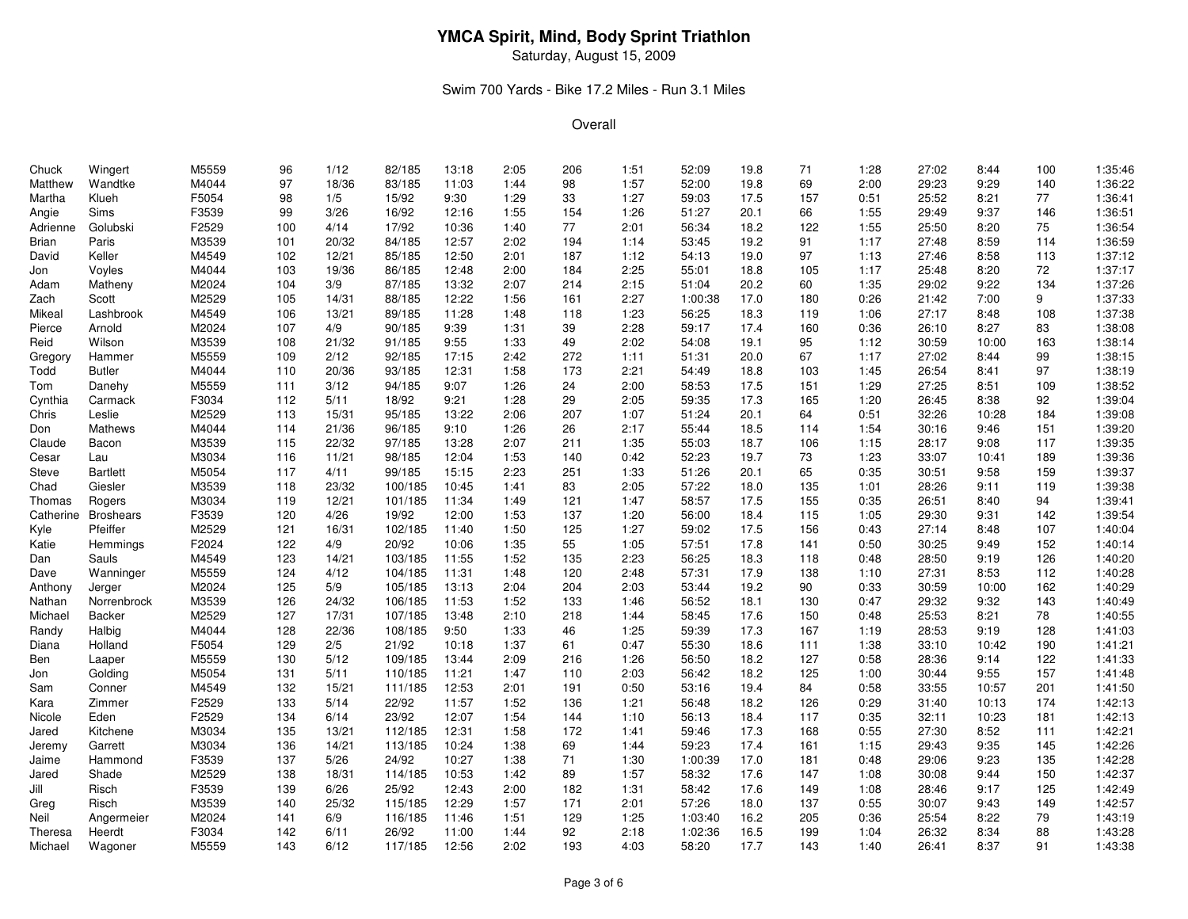# YMCA Spirit, Mind, Body Sprint Triathlon

Saturday, August 15, 2009

Swim 700 Yards - Bike 17.2 Miles - Run 3.1 Miles

Overall

| | | | | | | | | | | | | | | | | | | |
|---|---|---|---|---|---|---|---|---|---|---|---|---|---|---|---|---|---|---|
| Chuck | Wingert | M5559 | 96 | 1/12 | 82/185 | 13:18 | 2:05 | 206 | 1:51 | 52:09 | 19.8 | 71 | 1:28 | 27:02 | 8:44 | 100 | 1:35:46 |
| Matthew | Wandtke | M4044 | 97 | 18/36 | 83/185 | 11:03 | 1:44 | 98 | 1:57 | 52:00 | 19.8 | 69 | 2:00 | 29:23 | 9:29 | 140 | 1:36:22 |
| Martha | Klueh | F5054 | 98 | 1/5 | 15/92 | 9:30 | 1:29 | 33 | 1:27 | 59:03 | 17.5 | 157 | 0:51 | 25:52 | 8:21 | 77 | 1:36:41 |
| Angie | Sims | F3539 | 99 | 3/26 | 16/92 | 12:16 | 1:55 | 154 | 1:26 | 51:27 | 20.1 | 66 | 1:55 | 29:49 | 9:37 | 146 | 1:36:51 |
| Adrienne | Golubski | F2529 | 100 | 4/14 | 17/92 | 10:36 | 1:40 | 77 | 2:01 | 56:34 | 18.2 | 122 | 1:55 | 25:50 | 8:20 | 75 | 1:36:54 |
| Brian | Paris | M3539 | 101 | 20/32 | 84/185 | 12:57 | 2:02 | 194 | 1:14 | 53:45 | 19.2 | 91 | 1:17 | 27:48 | 8:59 | 114 | 1:36:59 |
| David | Keller | M4549 | 102 | 12/21 | 85/185 | 12:50 | 2:01 | 187 | 1:12 | 54:13 | 19.0 | 97 | 1:13 | 27:46 | 8:58 | 113 | 1:37:12 |
| Jon | Voyles | M4044 | 103 | 19/36 | 86/185 | 12:48 | 2:00 | 184 | 2:25 | 55:01 | 18.8 | 105 | 1:17 | 25:48 | 8:20 | 72 | 1:37:17 |
| Adam | Matheny | M2024 | 104 | 3/9 | 87/185 | 13:32 | 2:07 | 214 | 2:15 | 51:04 | 20.2 | 60 | 1:35 | 29:02 | 9:22 | 134 | 1:37:26 |
| Zach | Scott | M2529 | 105 | 14/31 | 88/185 | 12:22 | 1:56 | 161 | 2:27 | 1:00:38 | 17.0 | 180 | 0:26 | 21:42 | 7:00 | 9 | 1:37:33 |
| Mikeal | Lashbrook | M4549 | 106 | 13/21 | 89/185 | 11:28 | 1:48 | 118 | 1:23 | 56:25 | 18.3 | 119 | 1:06 | 27:17 | 8:48 | 108 | 1:37:38 |
| Pierce | Arnold | M2024 | 107 | 4/9 | 90/185 | 9:39 | 1:31 | 39 | 2:28 | 59:17 | 17.4 | 160 | 0:36 | 26:10 | 8:27 | 83 | 1:38:08 |
| Reid | Wilson | M3539 | 108 | 21/32 | 91/185 | 9:55 | 1:33 | 49 | 2:02 | 54:08 | 19.1 | 95 | 1:12 | 30:59 | 10:00 | 163 | 1:38:14 |
| Gregory | Hammer | M5559 | 109 | 2/12 | 92/185 | 17:15 | 2:42 | 272 | 1:11 | 51:31 | 20.0 | 67 | 1:17 | 27:02 | 8:44 | 99 | 1:38:15 |
| Todd | Butler | M4044 | 110 | 20/36 | 93/185 | 12:31 | 1:58 | 173 | 2:21 | 54:49 | 18.8 | 103 | 1:45 | 26:54 | 8:41 | 97 | 1:38:19 |
| Tom | Danehy | M5559 | 111 | 3/12 | 94/185 | 9:07 | 1:26 | 24 | 2:00 | 58:53 | 17.5 | 151 | 1:29 | 27:25 | 8:51 | 109 | 1:38:52 |
| Cynthia | Carmack | F3034 | 112 | 5/11 | 18/92 | 9:21 | 1:28 | 29 | 2:05 | 59:35 | 17.3 | 165 | 1:20 | 26:45 | 8:38 | 92 | 1:39:04 |
| Chris | Leslie | M2529 | 113 | 15/31 | 95/185 | 13:22 | 2:06 | 207 | 1:07 | 51:24 | 20.1 | 64 | 0:51 | 32:26 | 10:28 | 184 | 1:39:08 |
| Don | Mathews | M4044 | 114 | 21/36 | 96/185 | 9:10 | 1:26 | 26 | 2:17 | 55:44 | 18.5 | 114 | 1:54 | 30:16 | 9:46 | 151 | 1:39:20 |
| Claude | Bacon | M3539 | 115 | 22/32 | 97/185 | 13:28 | 2:07 | 211 | 1:35 | 55:03 | 18.7 | 106 | 1:15 | 28:17 | 9:08 | 117 | 1:39:35 |
| Cesar | Lau | M3034 | 116 | 11/21 | 98/185 | 12:04 | 1:53 | 140 | 0:42 | 52:23 | 19.7 | 73 | 1:23 | 33:07 | 10:41 | 189 | 1:39:36 |
| Steve | Bartlett | M5054 | 117 | 4/11 | 99/185 | 15:15 | 2:23 | 251 | 1:33 | 51:26 | 20.1 | 65 | 0:35 | 30:51 | 9:58 | 159 | 1:39:37 |
| Chad | Giesler | M3539 | 118 | 23/32 | 100/185 | 10:45 | 1:41 | 83 | 2:05 | 57:22 | 18.0 | 135 | 1:01 | 28:26 | 9:11 | 119 | 1:39:38 |
| Thomas | Rogers | M3034 | 119 | 12/21 | 101/185 | 11:34 | 1:49 | 121 | 1:47 | 58:57 | 17.5 | 155 | 0:35 | 26:51 | 8:40 | 94 | 1:39:41 |
| Catherine | Broshears | F3539 | 120 | 4/26 | 19/92 | 12:00 | 1:53 | 137 | 1:20 | 56:00 | 18.4 | 115 | 1:05 | 29:30 | 9:31 | 142 | 1:39:54 |
| Kyle | Pfeiffer | M2529 | 121 | 16/31 | 102/185 | 11:40 | 1:50 | 125 | 1:27 | 59:02 | 17.5 | 156 | 0:43 | 27:14 | 8:48 | 107 | 1:40:04 |
| Katie | Hemmings | F2024 | 122 | 4/9 | 20/92 | 10:06 | 1:35 | 55 | 1:05 | 57:51 | 17.8 | 141 | 0:50 | 30:25 | 9:49 | 152 | 1:40:14 |
| Dan | Sauls | M4549 | 123 | 14/21 | 103/185 | 11:55 | 1:52 | 135 | 2:23 | 56:25 | 18.3 | 118 | 0:48 | 28:50 | 9:19 | 126 | 1:40:20 |
| Dave | Wanninger | M5559 | 124 | 4/12 | 104/185 | 11:31 | 1:48 | 120 | 2:48 | 57:31 | 17.9 | 138 | 1:10 | 27:31 | 8:53 | 112 | 1:40:28 |
| Anthony | Jerger | M2024 | 125 | 5/9 | 105/185 | 13:13 | 2:04 | 204 | 2:03 | 53:44 | 19.2 | 90 | 0:33 | 30:59 | 10:00 | 162 | 1:40:29 |
| Nathan | Norrenbrock | M3539 | 126 | 24/32 | 106/185 | 11:53 | 1:52 | 133 | 1:46 | 56:52 | 18.1 | 130 | 0:47 | 29:32 | 9:32 | 143 | 1:40:49 |
| Michael | Backer | M2529 | 127 | 17/31 | 107/185 | 13:48 | 2:10 | 218 | 1:44 | 58:45 | 17.6 | 150 | 0:48 | 25:53 | 8:21 | 78 | 1:40:55 |
| Randy | Halbig | M4044 | 128 | 22/36 | 108/185 | 9:50 | 1:33 | 46 | 1:25 | 59:39 | 17.3 | 167 | 1:19 | 28:53 | 9:19 | 128 | 1:41:03 |
| Diana | Holland | F5054 | 129 | 2/5 | 21/92 | 10:18 | 1:37 | 61 | 0:47 | 55:30 | 18.6 | 111 | 1:38 | 33:10 | 10:42 | 190 | 1:41:21 |
| Ben | Laaper | M5559 | 130 | 5/12 | 109/185 | 13:44 | 2:09 | 216 | 1:26 | 56:50 | 18.2 | 127 | 0:58 | 28:36 | 9:14 | 122 | 1:41:33 |
| Jon | Golding | M5054 | 131 | 5/11 | 110/185 | 11:21 | 1:47 | 110 | 2:03 | 56:42 | 18.2 | 125 | 1:00 | 30:44 | 9:55 | 157 | 1:41:48 |
| Sam | Conner | M4549 | 132 | 15/21 | 111/185 | 12:53 | 2:01 | 191 | 0:50 | 53:16 | 19.4 | 84 | 0:58 | 33:55 | 10:57 | 201 | 1:41:50 |
| Kara | Zimmer | F2529 | 133 | 5/14 | 22/92 | 11:57 | 1:52 | 136 | 1:21 | 56:48 | 18.2 | 126 | 0:29 | 31:40 | 10:13 | 174 | 1:42:13 |
| Nicole | Eden | F2529 | 134 | 6/14 | 23/92 | 12:07 | 1:54 | 144 | 1:10 | 56:13 | 18.4 | 117 | 0:35 | 32:11 | 10:23 | 181 | 1:42:13 |
| Jared | Kitchene | M3034 | 135 | 13/21 | 112/185 | 12:31 | 1:58 | 172 | 1:41 | 59:46 | 17.3 | 168 | 0:55 | 27:30 | 8:52 | 111 | 1:42:21 |
| Jeremy | Garrett | M3034 | 136 | 14/21 | 113/185 | 10:24 | 1:38 | 69 | 1:44 | 59:23 | 17.4 | 161 | 1:15 | 29:43 | 9:35 | 145 | 1:42:26 |
| Jaime | Hammond | F3539 | 137 | 5/26 | 24/92 | 10:27 | 1:38 | 71 | 1:30 | 1:00:39 | 17.0 | 181 | 0:48 | 29:06 | 9:23 | 135 | 1:42:28 |
| Jared | Shade | M2529 | 138 | 18/31 | 114/185 | 10:53 | 1:42 | 89 | 1:57 | 58:32 | 17.6 | 147 | 1:08 | 30:08 | 9:44 | 150 | 1:42:37 |
| Jill | Risch | F3539 | 139 | 6/26 | 25/92 | 12:43 | 2:00 | 182 | 1:31 | 58:42 | 17.6 | 149 | 1:08 | 28:46 | 9:17 | 125 | 1:42:49 |
| Greg | Risch | M3539 | 140 | 25/32 | 115/185 | 12:29 | 1:57 | 171 | 2:01 | 57:26 | 18.0 | 137 | 0:55 | 30:07 | 9:43 | 149 | 1:42:57 |
| Neil | Angermeier | M2024 | 141 | 6/9 | 116/185 | 11:46 | 1:51 | 129 | 1:25 | 1:03:40 | 16.2 | 205 | 0:36 | 25:54 | 8:22 | 79 | 1:43:19 |
| Theresa | Heerdt | F3034 | 142 | 6/11 | 26/92 | 11:00 | 1:44 | 92 | 2:18 | 1:02:36 | 16.5 | 199 | 1:04 | 26:32 | 8:34 | 88 | 1:43:28 |
| Michael | Wagoner | M5559 | 143 | 6/12 | 117/185 | 12:56 | 2:02 | 193 | 4:03 | 58:20 | 17.7 | 143 | 1:40 | 26:41 | 8:37 | 91 | 1:43:38 |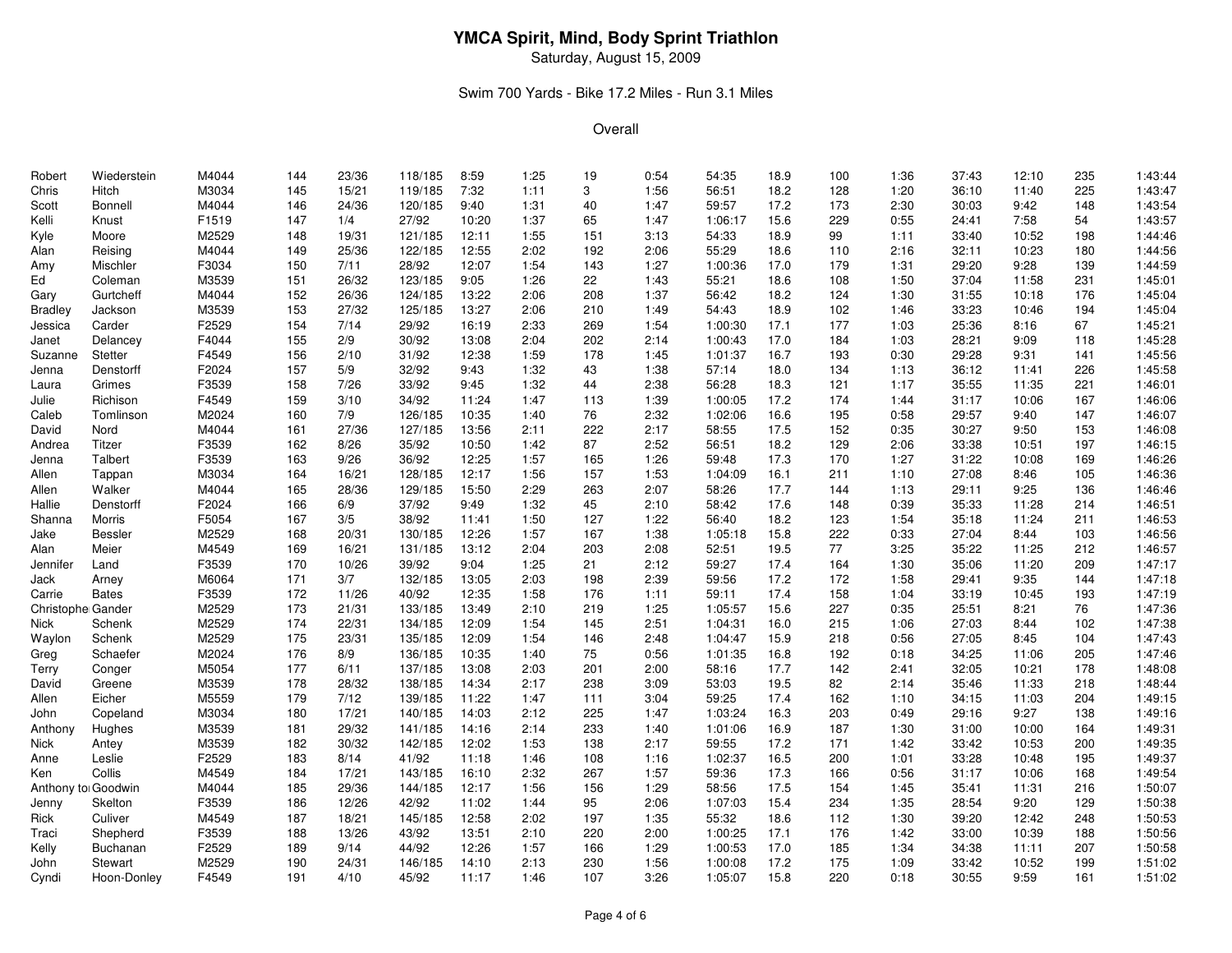# YMCA Spirit, Mind, Body Sprint Triathlon

Saturday, August 15, 2009

Swim 700 Yards - Bike 17.2 Miles - Run 3.1 Miles

Overall

| | | | | | | | | | | | | | | | | | |
|---|---|---|---|---|---|---|---|---|---|---|---|---|---|---|---|---|---|
| Robert | Wiederstein | M4044 | 144 | 23/36 | 118/185 | 8:59 | 1:25 | 19 | 0:54 | 54:35 | 18.9 | 100 | 1:36 | 37:43 | 12:10 | 235 | 1:43:44 |
| Chris | Hitch | M3034 | 145 | 15/21 | 119/185 | 7:32 | 1:11 | 3 | 1:56 | 56:51 | 18.2 | 128 | 1:20 | 36:10 | 11:40 | 225 | 1:43:47 |
| Scott | Bonnell | M4044 | 146 | 24/36 | 120/185 | 9:40 | 1:31 | 40 | 1:47 | 59:57 | 17.2 | 173 | 2:30 | 30:03 | 9:42 | 148 | 1:43:54 |
| Kelli | Knust | F1519 | 147 | 1/4 | 27/92 | 10:20 | 1:37 | 65 | 1:47 | 1:06:17 | 15.6 | 229 | 0:55 | 24:41 | 7:58 | 54 | 1:43:57 |
| Kyle | Moore | M2529 | 148 | 19/31 | 121/185 | 12:11 | 1:55 | 151 | 3:13 | 54:33 | 18.9 | 99 | 1:11 | 33:40 | 10:52 | 198 | 1:44:46 |
| Alan | Reising | M4044 | 149 | 25/36 | 122/185 | 12:55 | 2:02 | 192 | 2:06 | 55:29 | 18.6 | 110 | 2:16 | 32:11 | 10:23 | 180 | 1:44:56 |
| Amy | Mischler | F3034 | 150 | 7/11 | 28/92 | 12:07 | 1:54 | 143 | 1:27 | 1:00:36 | 17.0 | 179 | 1:31 | 29:20 | 9:28 | 139 | 1:44:59 |
| Ed | Coleman | M3539 | 151 | 26/32 | 123/185 | 9:05 | 1:26 | 22 | 1:43 | 55:21 | 18.6 | 108 | 1:50 | 37:04 | 11:58 | 231 | 1:45:01 |
| Gary | Gurtcheff | M4044 | 152 | 26/36 | 124/185 | 13:22 | 2:06 | 208 | 1:37 | 56:42 | 18.2 | 124 | 1:30 | 31:55 | 10:18 | 176 | 1:45:04 |
| Bradley | Jackson | M3539 | 153 | 27/32 | 125/185 | 13:27 | 2:06 | 210 | 1:49 | 54:43 | 18.9 | 102 | 1:46 | 33:23 | 10:46 | 194 | 1:45:04 |
| Jessica | Carder | F2529 | 154 | 7/14 | 29/92 | 16:19 | 2:33 | 269 | 1:54 | 1:00:30 | 17.1 | 177 | 1:03 | 25:36 | 8:16 | 67 | 1:45:21 |
| Janet | Delancey | F4044 | 155 | 2/9 | 30/92 | 13:08 | 2:04 | 202 | 2:14 | 1:00:43 | 17.0 | 184 | 1:03 | 28:21 | 9:09 | 118 | 1:45:28 |
| Suzanne | Stetter | F4549 | 156 | 2/10 | 31/92 | 12:38 | 1:59 | 178 | 1:45 | 1:01:37 | 16.7 | 193 | 0:30 | 29:28 | 9:31 | 141 | 1:45:56 |
| Jenna | Denstorff | F2024 | 157 | 5/9 | 32/92 | 9:43 | 1:32 | 43 | 1:38 | 57:14 | 18.0 | 134 | 1:13 | 36:12 | 11:41 | 226 | 1:45:58 |
| Laura | Grimes | F3539 | 158 | 7/26 | 33/92 | 9:45 | 1:32 | 44 | 2:38 | 56:28 | 18.3 | 121 | 1:17 | 35:55 | 11:35 | 221 | 1:46:01 |
| Julie | Richison | F4549 | 159 | 3/10 | 34/92 | 11:24 | 1:47 | 113 | 1:39 | 1:00:05 | 17.2 | 174 | 1:44 | 31:17 | 10:06 | 167 | 1:46:06 |
| Caleb | Tomlinson | M2024 | 160 | 7/9 | 126/185 | 10:35 | 1:40 | 76 | 2:32 | 1:02:06 | 16.6 | 195 | 0:58 | 29:57 | 9:40 | 147 | 1:46:07 |
| David | Nord | M4044 | 161 | 27/36 | 127/185 | 13:56 | 2:11 | 222 | 2:17 | 58:55 | 17.5 | 152 | 0:35 | 30:27 | 9:50 | 153 | 1:46:08 |
| Andrea | Titzer | F3539 | 162 | 8/26 | 35/92 | 10:50 | 1:42 | 87 | 2:52 | 56:51 | 18.2 | 129 | 2:06 | 33:38 | 10:51 | 197 | 1:46:15 |
| Jenna | Talbert | F3539 | 163 | 9/26 | 36/92 | 12:25 | 1:57 | 165 | 1:26 | 59:48 | 17.3 | 170 | 1:27 | 31:22 | 10:08 | 169 | 1:46:26 |
| Allen | Tappan | M3034 | 164 | 16/21 | 128/185 | 12:17 | 1:56 | 157 | 1:53 | 1:04:09 | 16.1 | 211 | 1:10 | 27:08 | 8:46 | 105 | 1:46:36 |
| Allen | Walker | M4044 | 165 | 28/36 | 129/185 | 15:50 | 2:29 | 263 | 2:07 | 58:26 | 17.7 | 144 | 1:13 | 29:11 | 9:25 | 136 | 1:46:46 |
| Hallie | Denstorff | F2024 | 166 | 6/9 | 37/92 | 9:49 | 1:32 | 45 | 2:10 | 58:42 | 17.6 | 148 | 0:39 | 35:33 | 11:28 | 214 | 1:46:51 |
| Shanna | Morris | F5054 | 167 | 3/5 | 38/92 | 11:41 | 1:50 | 127 | 1:22 | 56:40 | 18.2 | 123 | 1:54 | 35:18 | 11:24 | 211 | 1:46:53 |
| Jake | Bessler | M2529 | 168 | 20/31 | 130/185 | 12:26 | 1:57 | 167 | 1:38 | 1:05:18 | 15.8 | 222 | 0:33 | 27:04 | 8:44 | 103 | 1:46:56 |
| Alan | Meier | M4549 | 169 | 16/21 | 131/185 | 13:12 | 2:04 | 203 | 2:08 | 52:51 | 19.5 | 77 | 3:25 | 35:22 | 11:25 | 212 | 1:46:57 |
| Jennifer | Land | F3539 | 170 | 10/26 | 39/92 | 9:04 | 1:25 | 21 | 2:12 | 59:27 | 17.4 | 164 | 1:30 | 35:06 | 11:20 | 209 | 1:47:17 |
| Jack | Arney | M6064 | 171 | 3/7 | 132/185 | 13:05 | 2:03 | 198 | 2:39 | 59:56 | 17.2 | 172 | 1:58 | 29:41 | 9:35 | 144 | 1:47:18 |
| Carrie | Bates | F3539 | 172 | 11/26 | 40/92 | 12:35 | 1:58 | 176 | 1:11 | 59:11 | 17.4 | 158 | 1:04 | 33:19 | 10:45 | 193 | 1:47:19 |
| Christophe | Gander | M2529 | 173 | 21/31 | 133/185 | 13:49 | 2:10 | 219 | 1:25 | 1:05:57 | 15.6 | 227 | 0:35 | 25:51 | 8:21 | 76 | 1:47:36 |
| Nick | Schenk | M2529 | 174 | 22/31 | 134/185 | 12:09 | 1:54 | 145 | 2:51 | 1:04:31 | 16.0 | 215 | 1:06 | 27:03 | 8:44 | 102 | 1:47:38 |
| Waylon | Schenk | M2529 | 175 | 23/31 | 135/185 | 12:09 | 1:54 | 146 | 2:48 | 1:04:47 | 15.9 | 218 | 0:56 | 27:05 | 8:45 | 104 | 1:47:43 |
| Greg | Schaefer | M2024 | 176 | 8/9 | 136/185 | 10:35 | 1:40 | 75 | 0:56 | 1:01:35 | 16.8 | 192 | 0:18 | 34:25 | 11:06 | 205 | 1:47:46 |
| Terry | Conger | M5054 | 177 | 6/11 | 137/185 | 13:08 | 2:03 | 201 | 2:00 | 58:16 | 17.7 | 142 | 2:41 | 32:05 | 10:21 | 178 | 1:48:08 |
| David | Greene | M3539 | 178 | 28/32 | 138/185 | 14:34 | 2:17 | 238 | 3:09 | 53:03 | 19.5 | 82 | 2:14 | 35:46 | 11:33 | 218 | 1:48:44 |
| Allen | Eicher | M5559 | 179 | 7/12 | 139/185 | 11:22 | 1:47 | 111 | 3:04 | 59:25 | 17.4 | 162 | 1:10 | 34:15 | 11:03 | 204 | 1:49:15 |
| John | Copeland | M3034 | 180 | 17/21 | 140/185 | 14:03 | 2:12 | 225 | 1:47 | 1:03:24 | 16.3 | 203 | 0:49 | 29:16 | 9:27 | 138 | 1:49:16 |
| Anthony | Hughes | M3539 | 181 | 29/32 | 141/185 | 14:16 | 2:14 | 233 | 1:40 | 1:01:06 | 16.9 | 187 | 1:30 | 31:00 | 10:00 | 164 | 1:49:31 |
| Nick | Antey | M3539 | 182 | 30/32 | 142/185 | 12:02 | 1:53 | 138 | 2:17 | 59:55 | 17.2 | 171 | 1:42 | 33:42 | 10:53 | 200 | 1:49:35 |
| Anne | Leslie | F2529 | 183 | 8/14 | 41/92 | 11:18 | 1:46 | 108 | 1:16 | 1:02:37 | 16.5 | 200 | 1:01 | 33:28 | 10:48 | 195 | 1:49:37 |
| Ken | Collis | M4549 | 184 | 17/21 | 143/185 | 16:10 | 2:32 | 267 | 1:57 | 59:36 | 17.3 | 166 | 0:56 | 31:17 | 10:06 | 168 | 1:49:54 |
| Anthony to | Goodwin | M4044 | 185 | 29/36 | 144/185 | 12:17 | 1:56 | 156 | 1:29 | 58:56 | 17.5 | 154 | 1:45 | 35:41 | 11:31 | 216 | 1:50:07 |
| Jenny | Skelton | F3539 | 186 | 12/26 | 42/92 | 11:02 | 1:44 | 95 | 2:06 | 1:07:03 | 15.4 | 234 | 1:35 | 28:54 | 9:20 | 129 | 1:50:38 |
| Rick | Culiver | M4549 | 187 | 18/21 | 145/185 | 12:58 | 2:02 | 197 | 1:35 | 55:32 | 18.6 | 112 | 1:30 | 39:20 | 12:42 | 248 | 1:50:53 |
| Traci | Shepherd | F3539 | 188 | 13/26 | 43/92 | 13:51 | 2:10 | 220 | 2:00 | 1:00:25 | 17.1 | 176 | 1:42 | 33:00 | 10:39 | 188 | 1:50:56 |
| Kelly | Buchanan | F2529 | 189 | 9/14 | 44/92 | 12:26 | 1:57 | 166 | 1:29 | 1:00:53 | 17.0 | 185 | 1:34 | 34:38 | 11:11 | 207 | 1:50:58 |
| John | Stewart | M2529 | 190 | 24/31 | 146/185 | 14:10 | 2:13 | 230 | 1:56 | 1:00:08 | 17.2 | 175 | 1:09 | 33:42 | 10:52 | 199 | 1:51:02 |
| Cyndi | Hoon-Donley | F4549 | 191 | 4/10 | 45/92 | 11:17 | 1:46 | 107 | 3:26 | 1:05:07 | 15.8 | 220 | 0:18 | 30:55 | 9:59 | 161 | 1:51:02 |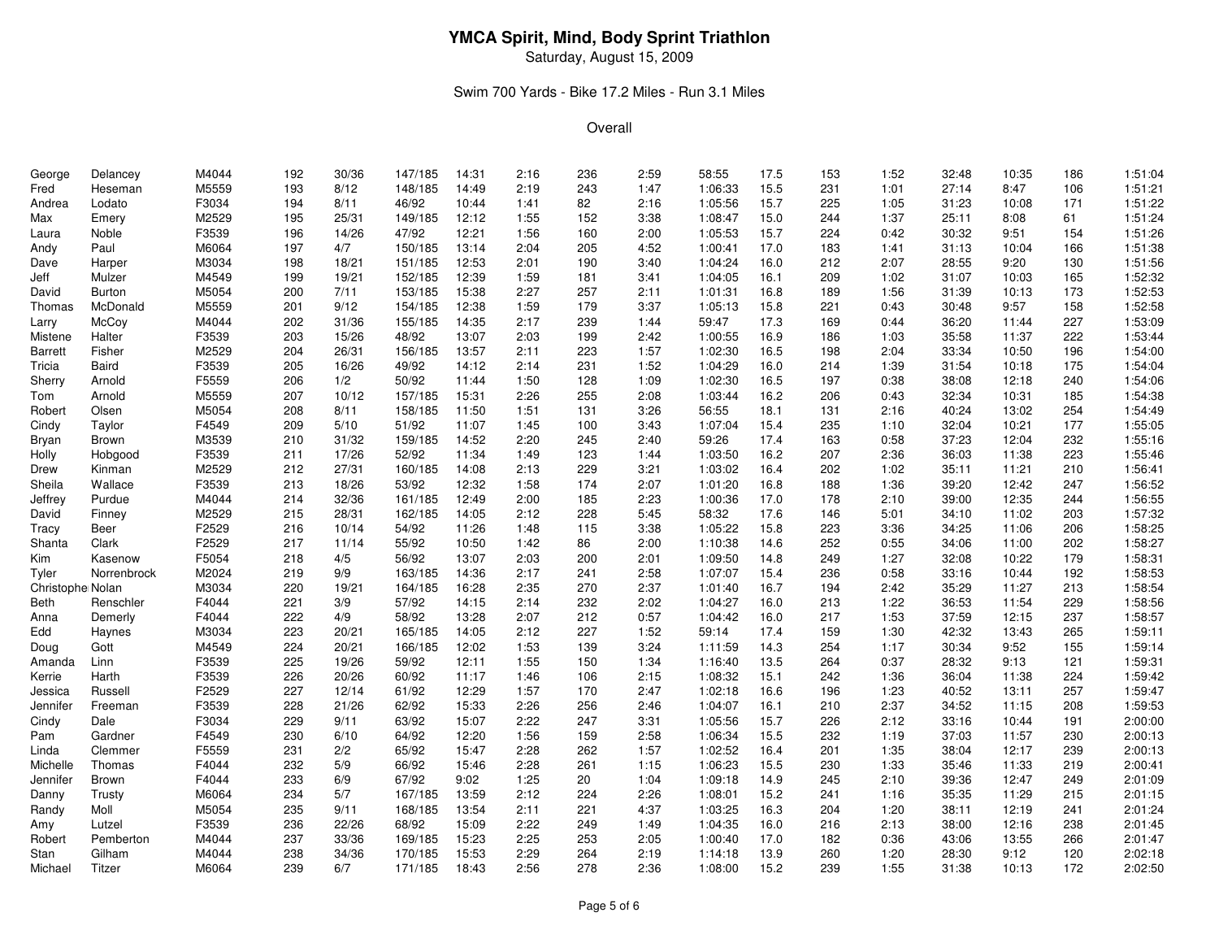# YMCA Spirit, Mind, Body Sprint Triathlon

Saturday, August 15, 2009

Swim 700 Yards - Bike 17.2 Miles - Run 3.1 Miles

Overall

| | | | | | | | | | | | | | | | | | | |
|---|---|---|---|---|---|---|---|---|---|---|---|---|---|---|---|---|---|---|
| George | Delancey | M4044 | 192 | 30/36 | 147/185 | 14:31 | 2:16 | 236 | 2:59 | 58:55 | 17.5 | 153 | 1:52 | 32:48 | 10:35 | 186 | 1:51:04 |
| Fred | Heseman | M5559 | 193 | 8/12 | 148/185 | 14:49 | 2:19 | 243 | 1:47 | 1:06:33 | 15.5 | 231 | 1:01 | 27:14 | 8:47 | 106 | 1:51:21 |
| Andrea | Lodato | F3034 | 194 | 8/11 | 46/92 | 10:44 | 1:41 | 82 | 2:16 | 1:05:56 | 15.7 | 225 | 1:05 | 31:23 | 10:08 | 171 | 1:51:22 |
| Max | Emery | M2529 | 195 | 25/31 | 149/185 | 12:12 | 1:55 | 152 | 3:38 | 1:08:47 | 15.0 | 244 | 1:37 | 25:11 | 8:08 | 61 | 1:51:24 |
| Laura | Noble | F3539 | 196 | 14/26 | 47/92 | 12:21 | 1:56 | 160 | 2:00 | 1:05:53 | 15.7 | 224 | 0:42 | 30:32 | 9:51 | 154 | 1:51:26 |
| Andy | Paul | M6064 | 197 | 4/7 | 150/185 | 13:14 | 2:04 | 205 | 4:52 | 1:00:41 | 17.0 | 183 | 1:41 | 31:13 | 10:04 | 166 | 1:51:38 |
| Dave | Harper | M3034 | 198 | 18/21 | 151/185 | 12:53 | 2:01 | 190 | 3:40 | 1:04:24 | 16.0 | 212 | 2:07 | 28:55 | 9:20 | 130 | 1:51:56 |
| Jeff | Mulzer | M4549 | 199 | 19/21 | 152/185 | 12:39 | 1:59 | 181 | 3:41 | 1:04:05 | 16.1 | 209 | 1:02 | 31:07 | 10:03 | 165 | 1:52:32 |
| David | Burton | M5054 | 200 | 7/11 | 153/185 | 15:38 | 2:27 | 257 | 2:11 | 1:01:31 | 16.8 | 189 | 1:56 | 31:39 | 10:13 | 173 | 1:52:53 |
| Thomas | McDonald | M5559 | 201 | 9/12 | 154/185 | 12:38 | 1:59 | 179 | 3:37 | 1:05:13 | 15.8 | 221 | 0:43 | 30:48 | 9:57 | 158 | 1:52:58 |
| Larry | McCoy | M4044 | 202 | 31/36 | 155/185 | 14:35 | 2:17 | 239 | 1:44 | 59:47 | 17.3 | 169 | 0:44 | 36:20 | 11:44 | 227 | 1:53:09 |
| Mistene | Halter | F3539 | 203 | 15/26 | 48/92 | 13:07 | 2:03 | 199 | 2:42 | 1:00:55 | 16.9 | 186 | 1:03 | 35:58 | 11:37 | 222 | 1:53:44 |
| Barrett | Fisher | M2529 | 204 | 26/31 | 156/185 | 13:57 | 2:11 | 223 | 1:57 | 1:02:30 | 16.5 | 198 | 2:04 | 33:34 | 10:50 | 196 | 1:54:00 |
| Tricia | Baird | F3539 | 205 | 16/26 | 49/92 | 14:12 | 2:14 | 231 | 1:52 | 1:04:29 | 16.0 | 214 | 1:39 | 31:54 | 10:18 | 175 | 1:54:04 |
| Sherry | Arnold | F5559 | 206 | 1/2 | 50/92 | 11:44 | 1:50 | 128 | 1:09 | 1:02:30 | 16.5 | 197 | 0:38 | 38:08 | 12:18 | 240 | 1:54:06 |
| Tom | Arnold | M5559 | 207 | 10/12 | 157/185 | 15:31 | 2:26 | 255 | 2:08 | 1:03:44 | 16.2 | 206 | 0:43 | 32:34 | 10:31 | 185 | 1:54:38 |
| Robert | Olsen | M5054 | 208 | 8/11 | 158/185 | 11:50 | 1:51 | 131 | 3:26 | 56:55 | 18.1 | 131 | 2:16 | 40:24 | 13:02 | 254 | 1:54:49 |
| Cindy | Taylor | F4549 | 209 | 5/10 | 51/92 | 11:07 | 1:45 | 100 | 3:43 | 1:07:04 | 15.4 | 235 | 1:10 | 32:04 | 10:21 | 177 | 1:55:05 |
| Bryan | Brown | M3539 | 210 | 31/32 | 159/185 | 14:52 | 2:20 | 245 | 2:40 | 59:26 | 17.4 | 163 | 0:58 | 37:23 | 12:04 | 232 | 1:55:16 |
| Holly | Hobgood | F3539 | 211 | 17/26 | 52/92 | 11:34 | 1:49 | 123 | 1:44 | 1:03:50 | 16.2 | 207 | 2:36 | 36:03 | 11:38 | 223 | 1:55:46 |
| Drew | Kinman | M2529 | 212 | 27/31 | 160/185 | 14:08 | 2:13 | 229 | 3:21 | 1:03:02 | 16.4 | 202 | 1:02 | 35:11 | 11:21 | 210 | 1:56:41 |
| Sheila | Wallace | F3539 | 213 | 18/26 | 53/92 | 12:32 | 1:58 | 174 | 2:07 | 1:01:20 | 16.8 | 188 | 1:36 | 39:20 | 12:42 | 247 | 1:56:52 |
| Jeffrey | Purdue | M4044 | 214 | 32/36 | 161/185 | 12:49 | 2:00 | 185 | 2:23 | 1:00:36 | 17.0 | 178 | 2:10 | 39:00 | 12:35 | 244 | 1:56:55 |
| David | Finney | M2529 | 215 | 28/31 | 162/185 | 14:05 | 2:12 | 228 | 5:45 | 58:32 | 17.6 | 146 | 5:01 | 34:10 | 11:02 | 203 | 1:57:32 |
| Tracy | Beer | F2529 | 216 | 10/14 | 54/92 | 11:26 | 1:48 | 115 | 3:38 | 1:05:22 | 15.8 | 223 | 3:36 | 34:25 | 11:06 | 206 | 1:58:25 |
| Shanta | Clark | F2529 | 217 | 11/14 | 55/92 | 10:50 | 1:42 | 86 | 2:00 | 1:10:38 | 14.6 | 252 | 0:55 | 34:06 | 11:00 | 202 | 1:58:27 |
| Kim | Kasenow | F5054 | 218 | 4/5 | 56/92 | 13:07 | 2:03 | 200 | 2:01 | 1:09:50 | 14.8 | 249 | 1:27 | 32:08 | 10:22 | 179 | 1:58:31 |
| Tyler | Norrenbrock | M2024 | 219 | 9/9 | 163/185 | 14:36 | 2:17 | 241 | 2:58 | 1:07:07 | 15.4 | 236 | 0:58 | 33:16 | 10:44 | 192 | 1:58:53 |
| Christophe | Nolan | M3034 | 220 | 19/21 | 164/185 | 16:28 | 2:35 | 270 | 2:37 | 1:01:40 | 16.7 | 194 | 2:42 | 35:29 | 11:27 | 213 | 1:58:54 |
| Beth | Renschler | F4044 | 221 | 3/9 | 57/92 | 14:15 | 2:14 | 232 | 2:02 | 1:04:27 | 16.0 | 213 | 1:22 | 36:53 | 11:54 | 229 | 1:58:56 |
| Anna | Demerly | F4044 | 222 | 4/9 | 58/92 | 13:28 | 2:07 | 212 | 0:57 | 1:04:42 | 16.0 | 217 | 1:53 | 37:59 | 12:15 | 237 | 1:58:57 |
| Edd | Haynes | M3034 | 223 | 20/21 | 165/185 | 14:05 | 2:12 | 227 | 1:52 | 59:14 | 17.4 | 159 | 1:30 | 42:32 | 13:43 | 265 | 1:59:11 |
| Doug | Gott | M4549 | 224 | 20/21 | 166/185 | 12:02 | 1:53 | 139 | 3:24 | 1:11:59 | 14.3 | 254 | 1:17 | 30:34 | 9:52 | 155 | 1:59:14 |
| Amanda | Linn | F3539 | 225 | 19/26 | 59/92 | 12:11 | 1:55 | 150 | 1:34 | 1:16:40 | 13.5 | 264 | 0:37 | 28:32 | 9:13 | 121 | 1:59:31 |
| Kerrie | Harth | F3539 | 226 | 20/26 | 60/92 | 11:17 | 1:46 | 106 | 2:15 | 1:08:32 | 15.1 | 242 | 1:36 | 36:04 | 11:38 | 224 | 1:59:42 |
| Jessica | Russell | F2529 | 227 | 12/14 | 61/92 | 12:29 | 1:57 | 170 | 2:47 | 1:02:18 | 16.6 | 196 | 1:23 | 40:52 | 13:11 | 257 | 1:59:47 |
| Jennifer | Freeman | F3539 | 228 | 21/26 | 62/92 | 15:33 | 2:26 | 256 | 2:46 | 1:04:07 | 16.1 | 210 | 2:37 | 34:52 | 11:15 | 208 | 1:59:53 |
| Cindy | Dale | F3034 | 229 | 9/11 | 63/92 | 15:07 | 2:22 | 247 | 3:31 | 1:05:56 | 15.7 | 226 | 2:12 | 33:16 | 10:44 | 191 | 2:00:00 |
| Pam | Gardner | F4549 | 230 | 6/10 | 64/92 | 12:20 | 1:56 | 159 | 2:58 | 1:06:34 | 15.5 | 232 | 1:19 | 37:03 | 11:57 | 230 | 2:00:13 |
| Linda | Clemmer | F5559 | 231 | 2/2 | 65/92 | 15:47 | 2:28 | 262 | 1:57 | 1:02:52 | 16.4 | 201 | 1:35 | 38:04 | 12:17 | 239 | 2:00:13 |
| Michelle | Thomas | F4044 | 232 | 5/9 | 66/92 | 15:46 | 2:28 | 261 | 1:15 | 1:06:23 | 15.5 | 230 | 1:33 | 35:46 | 11:33 | 219 | 2:00:41 |
| Jennifer | Brown | F4044 | 233 | 6/9 | 67/92 | 9:02 | 1:25 | 20 | 1:04 | 1:09:18 | 14.9 | 245 | 2:10 | 39:36 | 12:47 | 249 | 2:01:09 |
| Danny | Trusty | M6064 | 234 | 5/7 | 167/185 | 13:59 | 2:12 | 224 | 2:26 | 1:08:01 | 15.2 | 241 | 1:16 | 35:35 | 11:29 | 215 | 2:01:15 |
| Randy | Moll | M5054 | 235 | 9/11 | 168/185 | 13:54 | 2:11 | 221 | 4:37 | 1:03:25 | 16.3 | 204 | 1:20 | 38:11 | 12:19 | 241 | 2:01:24 |
| Amy | Lutzel | F3539 | 236 | 22/26 | 68/92 | 15:09 | 2:22 | 249 | 1:49 | 1:04:35 | 16.0 | 216 | 2:13 | 38:00 | 12:16 | 238 | 2:01:45 |
| Robert | Pemberton | M4044 | 237 | 33/36 | 169/185 | 15:23 | 2:25 | 253 | 2:05 | 1:00:40 | 17.0 | 182 | 0:36 | 43:06 | 13:55 | 266 | 2:01:47 |
| Stan | Gilham | M4044 | 238 | 34/36 | 170/185 | 15:53 | 2:29 | 264 | 2:19 | 1:14:18 | 13.9 | 260 | 1:20 | 28:30 | 9:12 | 120 | 2:02:18 |
| Michael | Titzer | M6064 | 239 | 6/7 | 171/185 | 18:43 | 2:56 | 278 | 2:36 | 1:08:00 | 15.2 | 239 | 1:55 | 31:38 | 10:13 | 172 | 2:02:50 |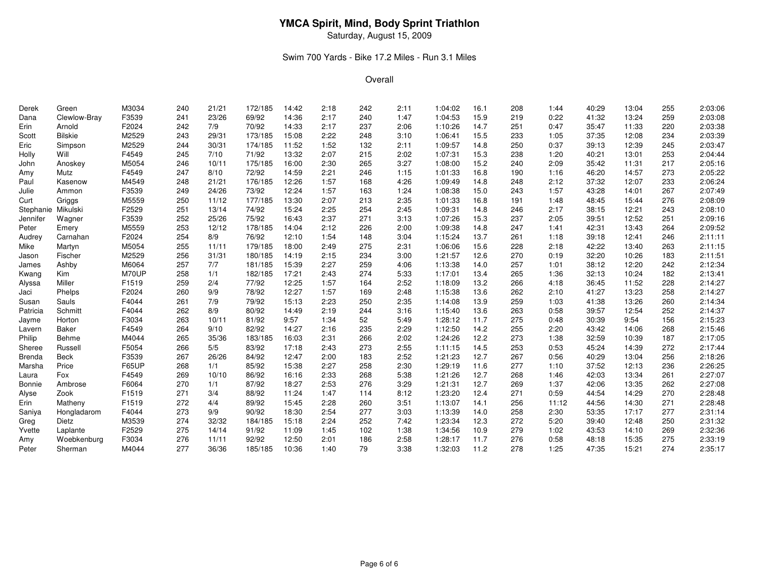# YMCA Spirit, Mind, Body Sprint Triathlon

Saturday, August 15, 2009

Swim 700 Yards - Bike 17.2 Miles - Run 3.1 Miles

Overall

| | | | | | | | | | | | | | | | | | |
|---|---|---|---|---|---|---|---|---|---|---|---|---|---|---|---|---|---|
| Derek | Green | M3034 | 240 | 21/21 | 172/185 | 14:42 | 2:18 | 242 | 2:11 | 1:04:02 | 16.1 | 208 | 1:44 | 40:29 | 13:04 | 255 | 2:03:06 |
| Dana | Clewlow-Bray | F3539 | 241 | 23/26 | 69/92 | 14:36 | 2:17 | 240 | 1:47 | 1:04:53 | 15.9 | 219 | 0:22 | 41:32 | 13:24 | 259 | 2:03:08 |
| Erin | Arnold | F2024 | 242 | 7/9 | 70/92 | 14:33 | 2:17 | 237 | 2:06 | 1:10:26 | 14.7 | 251 | 0:47 | 35:47 | 11:33 | 220 | 2:03:38 |
| Scott | Bilskie | M2529 | 243 | 29/31 | 173/185 | 15:08 | 2:22 | 248 | 3:10 | 1:06:41 | 15.5 | 233 | 1:05 | 37:35 | 12:08 | 234 | 2:03:39 |
| Eric | Simpson | M2529 | 244 | 30/31 | 174/185 | 11:52 | 1:52 | 132 | 2:11 | 1:09:57 | 14.8 | 250 | 0:37 | 39:13 | 12:39 | 245 | 2:03:47 |
| Holly | Will | F4549 | 245 | 7/10 | 71/92 | 13:32 | 2:07 | 215 | 2:02 | 1:07:31 | 15.3 | 238 | 1:20 | 40:21 | 13:01 | 253 | 2:04:44 |
| John | Anoskey | M5054 | 246 | 10/11 | 175/185 | 16:00 | 2:30 | 265 | 3:27 | 1:08:00 | 15.2 | 240 | 2:09 | 35:42 | 11:31 | 217 | 2:05:16 |
| Amy | Mutz | F4549 | 247 | 8/10 | 72/92 | 14:59 | 2:21 | 246 | 1:15 | 1:01:33 | 16.8 | 190 | 1:16 | 46:20 | 14:57 | 273 | 2:05:22 |
| Paul | Kasenow | M4549 | 248 | 21/21 | 176/185 | 12:26 | 1:57 | 168 | 4:26 | 1:09:49 | 14.8 | 248 | 2:12 | 37:32 | 12:07 | 233 | 2:06:24 |
| Julie | Ammon | F3539 | 249 | 24/26 | 73/92 | 12:24 | 1:57 | 163 | 1:24 | 1:08:38 | 15.0 | 243 | 1:57 | 43:28 | 14:01 | 267 | 2:07:49 |
| Curt | Griggs | M5559 | 250 | 11/12 | 177/185 | 13:30 | 2:07 | 213 | 2:35 | 1:01:33 | 16.8 | 191 | 1:48 | 48:45 | 15:44 | 276 | 2:08:09 |
| Stephanie | Mikulski | F2529 | 251 | 13/14 | 74/92 | 15:24 | 2:25 | 254 | 2:45 | 1:09:31 | 14.8 | 246 | 2:17 | 38:15 | 12:21 | 243 | 2:08:10 |
| Jennifer | Wagner | F3539 | 252 | 25/26 | 75/92 | 16:43 | 2:37 | 271 | 3:13 | 1:07:26 | 15.3 | 237 | 2:05 | 39:51 | 12:52 | 251 | 2:09:16 |
| Peter | Emery | M5559 | 253 | 12/12 | 178/185 | 14:04 | 2:12 | 226 | 2:00 | 1:09:38 | 14.8 | 247 | 1:41 | 42:31 | 13:43 | 264 | 2:09:52 |
| Audrey | Carnahan | F2024 | 254 | 8/9 | 76/92 | 12:10 | 1:54 | 148 | 3:04 | 1:15:24 | 13.7 | 261 | 1:18 | 39:18 | 12:41 | 246 | 2:11:11 |
| Mike | Martyn | M5054 | 255 | 11/11 | 179/185 | 18:00 | 2:49 | 275 | 2:31 | 1:06:06 | 15.6 | 228 | 2:18 | 42:22 | 13:40 | 263 | 2:11:15 |
| Jason | Fischer | M2529 | 256 | 31/31 | 180/185 | 14:19 | 2:15 | 234 | 3:00 | 1:21:57 | 12.6 | 270 | 0:19 | 32:20 | 10:26 | 183 | 2:11:51 |
| James | Ashby | M6064 | 257 | 7/7 | 181/185 | 15:39 | 2:27 | 259 | 4:06 | 1:13:38 | 14.0 | 257 | 1:01 | 38:12 | 12:20 | 242 | 2:12:34 |
| Kwang | Kim | M70UP | 258 | 1/1 | 182/185 | 17:21 | 2:43 | 274 | 5:33 | 1:17:01 | 13.4 | 265 | 1:36 | 32:13 | 10:24 | 182 | 2:13:41 |
| Alyssa | Miller | F1519 | 259 | 2/4 | 77/92 | 12:25 | 1:57 | 164 | 2:52 | 1:18:09 | 13.2 | 266 | 4:18 | 36:45 | 11:52 | 228 | 2:14:27 |
| Jaci | Phelps | F2024 | 260 | 9/9 | 78/92 | 12:27 | 1:57 | 169 | 2:48 | 1:15:38 | 13.6 | 262 | 2:10 | 41:27 | 13:23 | 258 | 2:14:27 |
| Susan | Sauls | F4044 | 261 | 7/9 | 79/92 | 15:13 | 2:23 | 250 | 2:35 | 1:14:08 | 13.9 | 259 | 1:03 | 41:38 | 13:26 | 260 | 2:14:34 |
| Patricia | Schmitt | F4044 | 262 | 8/9 | 80/92 | 14:49 | 2:19 | 244 | 3:16 | 1:15:40 | 13.6 | 263 | 0:58 | 39:57 | 12:54 | 252 | 2:14:37 |
| Jayme | Horton | F3034 | 263 | 10/11 | 81/92 | 9:57 | 1:34 | 52 | 5:49 | 1:28:12 | 11.7 | 275 | 0:48 | 30:39 | 9:54 | 156 | 2:15:23 |
| Lavern | Baker | F4549 | 264 | 9/10 | 82/92 | 14:27 | 2:16 | 235 | 2:29 | 1:12:50 | 14.2 | 255 | 2:20 | 43:42 | 14:06 | 268 | 2:15:46 |
| Philip | Behme | M4044 | 265 | 35/36 | 183/185 | 16:03 | 2:31 | 266 | 2:02 | 1:24:26 | 12.2 | 273 | 1:38 | 32:59 | 10:39 | 187 | 2:17:05 |
| Sheree | Russell | F5054 | 266 | 5/5 | 83/92 | 17:18 | 2:43 | 273 | 2:55 | 1:11:15 | 14.5 | 253 | 0:53 | 45:24 | 14:39 | 272 | 2:17:44 |
| Brenda | Beck | F3539 | 267 | 26/26 | 84/92 | 12:47 | 2:00 | 183 | 2:52 | 1:21:23 | 12.7 | 267 | 0:56 | 40:29 | 13:04 | 256 | 2:18:26 |
| Marsha | Price | F65UP | 268 | 1/1 | 85/92 | 15:38 | 2:27 | 258 | 2:30 | 1:29:19 | 11.6 | 277 | 1:10 | 37:52 | 12:13 | 236 | 2:26:25 |
| Laura | Fox | F4549 | 269 | 10/10 | 86/92 | 16:16 | 2:33 | 268 | 5:38 | 1:21:26 | 12.7 | 268 | 1:46 | 42:03 | 13:34 | 261 | 2:27:07 |
| Bonnie | Ambrose | F6064 | 270 | 1/1 | 87/92 | 18:27 | 2:53 | 276 | 3:29 | 1:21:31 | 12.7 | 269 | 1:37 | 42:06 | 13:35 | 262 | 2:27:08 |
| Alyse | Zook | F1519 | 271 | 3/4 | 88/92 | 11:24 | 1:47 | 114 | 8:12 | 1:23:20 | 12.4 | 271 | 0:59 | 44:54 | 14:29 | 270 | 2:28:48 |
| Erin | Matheny | F1519 | 272 | 4/4 | 89/92 | 15:45 | 2:28 | 260 | 3:51 | 1:13:07 | 14.1 | 256 | 11:12 | 44:56 | 14:30 | 271 | 2:28:48 |
| Saniya | Hongladarom | F4044 | 273 | 9/9 | 90/92 | 18:30 | 2:54 | 277 | 3:03 | 1:13:39 | 14.0 | 258 | 2:30 | 53:35 | 17:17 | 277 | 2:31:14 |
| Greg | Dietz | M3539 | 274 | 32/32 | 184/185 | 15:18 | 2:24 | 252 | 7:42 | 1:23:34 | 12.3 | 272 | 5:20 | 39:40 | 12:48 | 250 | 2:31:32 |
| Yvette | Laplante | F2529 | 275 | 14/14 | 91/92 | 11:09 | 1:45 | 102 | 1:38 | 1:34:56 | 10.9 | 279 | 1:02 | 43:53 | 14:10 | 269 | 2:32:36 |
| Amy | Woebkenburg | F3034 | 276 | 11/11 | 92/92 | 12:50 | 2:01 | 186 | 2:58 | 1:28:17 | 11.7 | 276 | 0:58 | 48:18 | 15:35 | 275 | 2:33:19 |
| Peter | Sherman | M4044 | 277 | 36/36 | 185/185 | 10:36 | 1:40 | 79 | 3:38 | 1:32:03 | 11.2 | 278 | 1:25 | 47:35 | 15:21 | 274 | 2:35:17 |